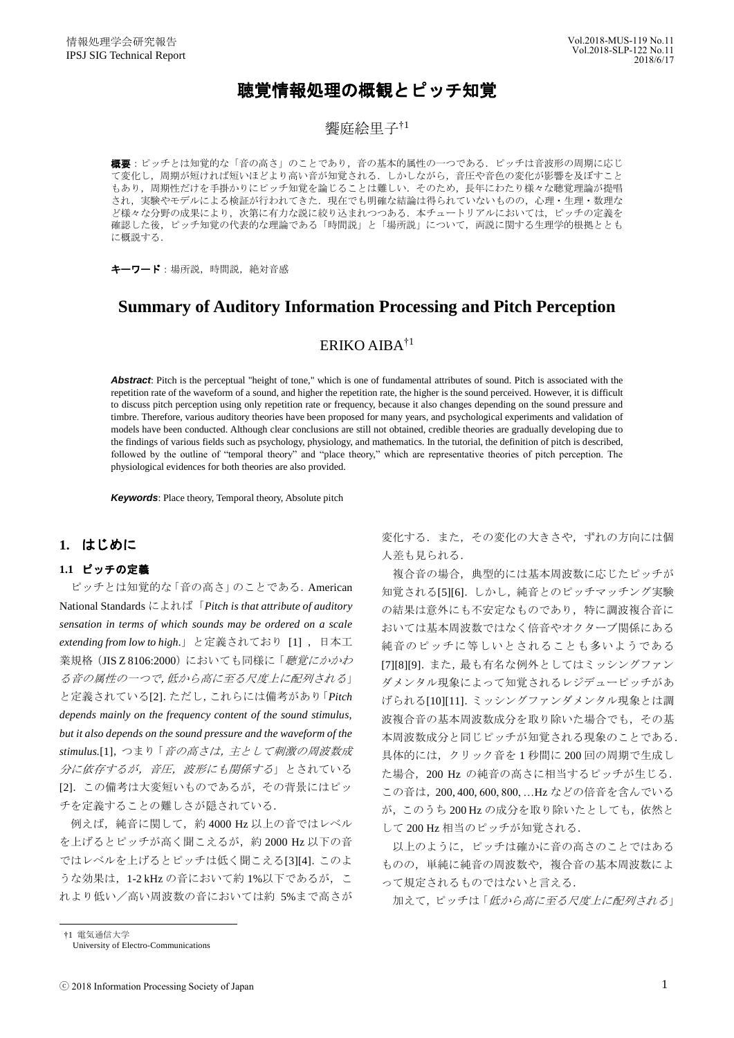# 聴覚情報処理の概観とピッチ知覚

饗庭絵里子[†1]

**概要**：ピッチとは知覚的な「音の高さ」のことであり，音の基本的属性の一つである．ピッチは音波形の周期に応じて変化し，周期が短ければ短いほどより高い音が知覚される．しかしながら，音圧や音色の変化が影響を及ぼすこともあり，周期性だけを手掛かりにピッチ知覚を論じることは難しい．そのため，長年にわたり様々な聴覚理論が提唱され，実験やモデルによる検証が行われてきた．現在でも明確な結論は得られていないものの，心理・生理・数理など様々な分野の成果により，次第に有力な説に絞り込まれつつある．本チュートリアルにおいては，ピッチの定義を確認した後，ピッチ知覚の代表的な理論である「時間説」と「場所説」について，両説に関する生理学的根拠とともに概説する．

**キーワード**：場所説，時間説，絶対音感

# Summary of Auditory Information Processing and Pitch Perception

ERIKO AIBA[†1]

***Abstract***: Pitch is the perceptual "height of tone," which is one of fundamental attributes of sound. Pitch is associated with the repetition rate of the waveform of a sound, and higher the repetition rate, the higher is the sound perceived. However, it is difficult to discuss pitch perception using only repetition rate or frequency, because it also changes depending on the sound pressure and timbre. Therefore, various auditory theories have been proposed for many years, and psychological experiments and validation of models have been conducted. Although clear conclusions are still not obtained, credible theories are gradually developing due to the findings of various fields such as psychology, physiology, and mathematics. In the tutorial, the definition of pitch is described, followed by the outline of "temporal theory" and "place theory," which are representative theories of pitch perception. The physiological evidences for both theories are also provided.

***Keywords***: Place theory, Temporal theory, Absolute pitch

## 1. はじめに

### 1.1 ピッチの定義

ピッチとは知覚的な「音の高さ」のことである．American National Standards によれば「*Pitch is that attribute of auditory sensation in terms of which sounds may be ordered on a scale extending from low to high.*」と定義されており [1]，日本工業規格（JIS Z 8106:2000）においても同様に「*聴覚にかかわる音の属性の一つで，低から高に至る尺度上に配列される*」と定義されている[2]．ただし，これらには備考があり「*Pitch depends mainly on the frequency content of the sound stimulus, but it also depends on the sound pressure and the waveform of the stimulus.*[1]，つまり「*音の高さは，主として刺激の周波数成分に依存するが，音圧，波形にも関係する*」とされている[2]．この備考は大変短いものであるが，その背景にはピッチを定義することの難しさが隠されている．

例えば，純音に関して，約 4000 Hz 以上の音ではレベルを上げるとピッチが高く聞こえるが，約 2000 Hz 以下の音ではレベルを上げるとピッチは低く聞こえる[3][4]．このような効果は，1-2 kHz の音において約 1%以下であるが，これより低い／高い周波数の音においては約 5%まで高さが変化する．また，その変化の大きさや，ずれの方向には個人差も見られる．

複合音の場合，典型的には基本周波数に応じたピッチが知覚される[5][6]．しかし，純音とのピッチマッチング実験の結果は意外にも不安定なものであり，特に調波複合音においては基本周波数ではなく倍音やオクターブ関係にある純音のピッチに等しいとされることも多いようである[7][8][9]．また，最も有名な例外としてはミッシングファンダメンタル現象によって知覚されるレジデューピッチがあげられる[10][11]．ミッシングファンダメンタル現象とは調波複合音の基本周波数成分を取り除いた場合でも，その基本周波数成分と同じピッチが知覚される現象のことである．具体的には，クリック音を 1 秒間に 200 回の周期で生成した場合，200 Hz の純音の高さに相当するピッチが生じる．この音は，200, 400, 600, 800, …Hz などの倍音を含んでいるが，このうち 200 Hz の成分を取り除いたとしても，依然として 200 Hz 相当のピッチが知覚される．

以上のように，ピッチは確かに音の高さのことではあるものの，単純に純音の周波数や，複合音の基本周波数によって規定されるものではないと言える．

加えて，ピッチは「*低から高に至る尺度上に配列される*」

[†1] 電気通信大学
University of Electro-Communications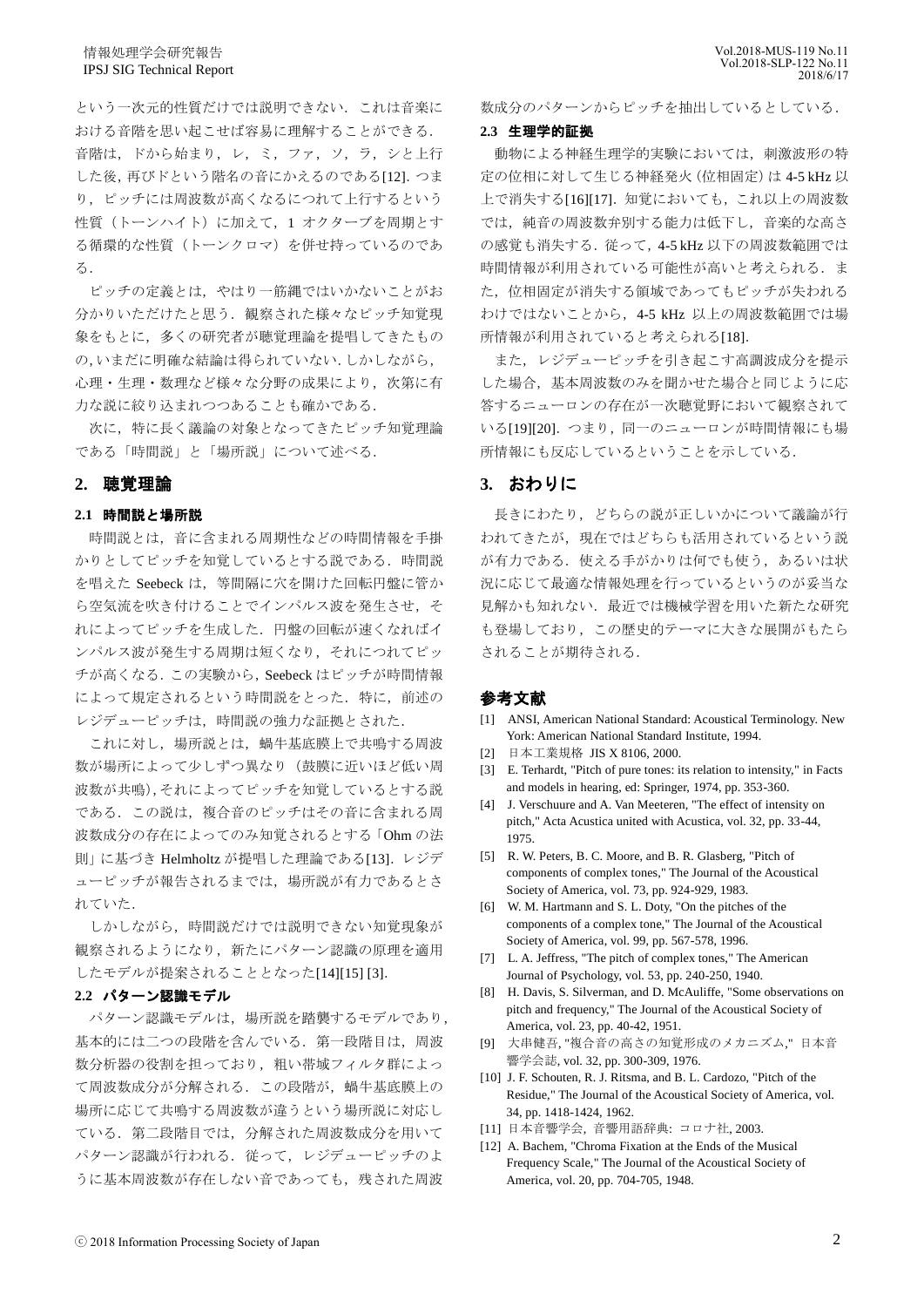という一次元的性質だけでは説明できない．これは音楽における音階を思い起こせば容易に理解することができる．音階は，ドから始まり，レ，ミ，ファ，ソ，ラ，シと上行した後，再びドという階名の音にかえるのである[12]．つまり，ピッチには周波数が高くなるにつれて上行するという性質（トーンハイト）に加えて，1 オクターブを周期とする循環的な性質（トーンクロマ）を併せ持っているのである．

ピッチの定義とは，やはり一筋縄ではいかないことがお分かりいただけたと思う．観察された様々なピッチ知覚現象をもとに，多くの研究者が聴覚理論を提唱してきたものの，いまだに明確な結論は得られていない．しかしながら，心理・生理・数理など様々な分野の成果により，次第に有力な説に絞り込まれつつあることも確かである．

次に，特に長く議論の対象となってきたピッチ知覚理論である「時間説」と「場所説」について述べる．

## 2. 聴覚理論

### 2.1 時間説と場所説

時間説とは，音に含まれる周期性などの時間情報を手掛かりとしてピッチを知覚しているとする説である．時間説を唱えた Seebeck は，等間隔に穴を開けた回転円盤に管から空気流を吹き付けることでインパルス波を発生させ，それによってピッチを生成した．円盤の回転が速くなればインパルス波が発生する周期は短くなり，それにつれてピッチが高くなる．この実験から，Seebeck はピッチが時間情報によって規定されるという時間説をとった．特に，前述のレジデューピッチは，時間説の強力な証拠とされた．

これに対し，場所説とは，蝸牛基底膜上で共鳴する周波数が場所によって少しずつ異なり（鼓膜に近いほど低い周波数が共鳴），それによってピッチを知覚しているとする説である．この説は，複合音のピッチはその音に含まれる周波数成分の存在によってのみ知覚されるとする「Ohm の法則」に基づき Helmholtz が提唱した理論である[13]．レジデューピッチが報告されるまでは，場所説が有力であるとされていた．

しかしながら，時間説だけでは説明できない知覚現象が観察されるようになり，新たにパターン認識の原理を適用したモデルが提案されることとなった[14][15] [3]．

### 2.2 パターン認識モデル

パターン認識モデルは，場所説を踏襲するモデルであり，基本的には二つの段階を含んでいる．第一段階目は，周波数分析器の役割を担っており，粗い帯域フィルタ群によって周波数成分が分解される．この段階が，蝸牛基底膜上の場所に応じて共鳴する周波数が違うという場所説に対応している．第二段階目では，分解された周波数成分を用いてパターン認識が行われる．従って，レジデューピッチのように基本周波数が存在しない音であっても，残された周波数成分のパターンからピッチを抽出しているとしている．

### 2.3 生理学的証拠

動物による神経生理学的実験においては，刺激波形の特定の位相に対して生じる神経発火（位相固定）は 4-5 kHz 以上で消失する[16][17]．知覚においても，これ以上の周波数では，純音の周波数弁別する能力は低下し，音楽的な高さの感覚も消失する．従って，4-5 kHz 以下の周波数範囲では時間情報が利用されている可能性が高いと考えられる．また，位相固定が消失する領域であってもピッチが失われるわけではないことから，4-5 kHz 以上の周波数範囲では場所情報が利用されていると考えられる[18]．

また，レジデューピッチを引き起こす高調波成分を提示した場合，基本周波数のみを聞かせた場合と同じように応答するニューロンの存在が一次聴覚野において観察されている[19][20]．つまり，同一のニューロンが時間情報にも場所情報にも反応しているということを示している．

## 3. おわりに

長きにわたり，どちらの説が正しいかについて議論が行われてきたが，現在ではどちらも活用されているという説が有力である．使える手がかりは何でも使う，あるいは状況に応じて最適な情報処理を行っているというのが妥当な見解かも知れない．最近では機械学習を用いた新たな研究も登場しており，この歴史的テーマに大きな展開がもたらされることが期待される．

## 参考文献

[1] ANSI, American National Standard: Acoustical Terminology. New York: American National Standard Institute, 1994.

[2] 日本工業規格 JIS X 8106, 2000.

[3] E. Terhardt, "Pitch of pure tones: its relation to intensity," in Facts and models in hearing, ed: Springer, 1974, pp. 353-360.

[4] J. Verschuure and A. Van Meeteren, "The effect of intensity on pitch," Acta Acustica united with Acustica, vol. 32, pp. 33-44, 1975.

[5] R. W. Peters, B. C. Moore, and B. R. Glasberg, "Pitch of components of complex tones," The Journal of the Acoustical Society of America, vol. 73, pp. 924-929, 1983.

[6] W. M. Hartmann and S. L. Doty, "On the pitches of the components of a complex tone," The Journal of the Acoustical Society of America, vol. 99, pp. 567-578, 1996.

[7] L. A. Jeffress, "The pitch of complex tones," The American Journal of Psychology, vol. 53, pp. 240-250, 1940.

[8] H. Davis, S. Silverman, and D. McAuliffe, "Some observations on pitch and frequency," The Journal of the Acoustical Society of America, vol. 23, pp. 40-42, 1951.

[9] 大串健吾, "複合音の高さの知覚形成のメカニズム," 日本音響学会誌, vol. 32, pp. 300-309, 1976.

[10] J. F. Schouten, R. J. Ritsma, and B. L. Cardozo, "Pitch of the Residue," The Journal of the Acoustical Society of America, vol. 34, pp. 1418-1424, 1962.

[11] 日本音響学会, 音響用語辞典: コロナ社, 2003.

[12] A. Bachem, "Chroma Fixation at the Ends of the Musical Frequency Scale," The Journal of the Acoustical Society of America, vol. 20, pp. 704-705, 1948.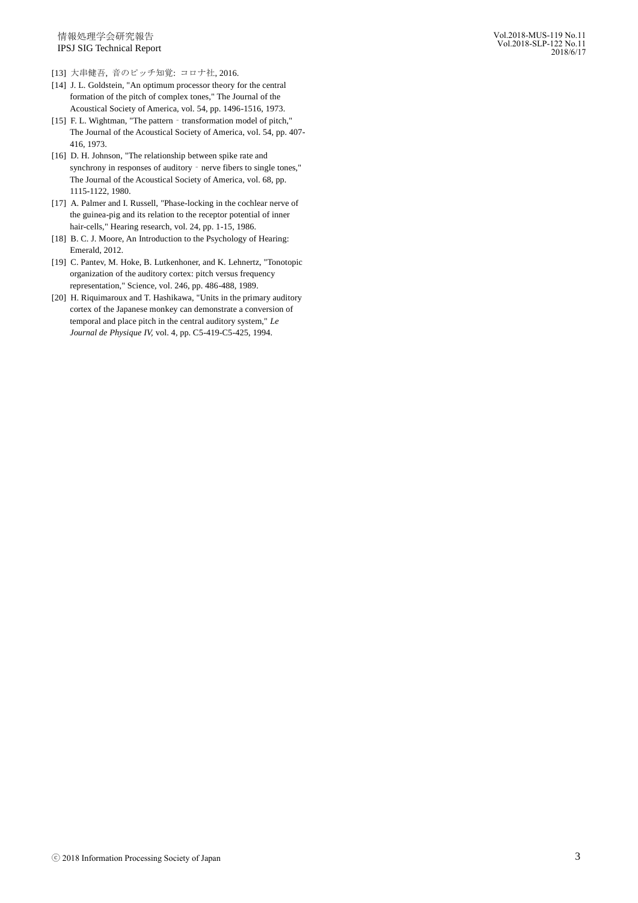[13] 大串健吾, 音のピッチ知覚: コロナ社, 2016.

[14] J. L. Goldstein, "An optimum processor theory for the central formation of the pitch of complex tones," The Journal of the Acoustical Society of America, vol. 54, pp. 1496-1516, 1973.

[15] F. L. Wightman, "The pattern‐transformation model of pitch," The Journal of the Acoustical Society of America, vol. 54, pp. 407-416, 1973.

[16] D. H. Johnson, "The relationship between spike rate and synchrony in responses of auditory‐nerve fibers to single tones," The Journal of the Acoustical Society of America, vol. 68, pp. 1115-1122, 1980.

[17] A. Palmer and I. Russell, "Phase-locking in the cochlear nerve of the guinea-pig and its relation to the receptor potential of inner hair-cells," Hearing research, vol. 24, pp. 1-15, 1986.

[18] B. C. J. Moore, An Introduction to the Psychology of Hearing: Emerald, 2012.

[19] C. Pantev, M. Hoke, B. Lutkenhoner, and K. Lehnertz, "Tonotopic organization of the auditory cortex: pitch versus frequency representation," Science, vol. 246, pp. 486-488, 1989.

[20] H. Riquimaroux and T. Hashikawa, "Units in the primary auditory cortex of the Japanese monkey can demonstrate a conversion of temporal and place pitch in the central auditory system," *Le Journal de Physique IV,* vol. 4, pp. C5-419-C5-425, 1994.